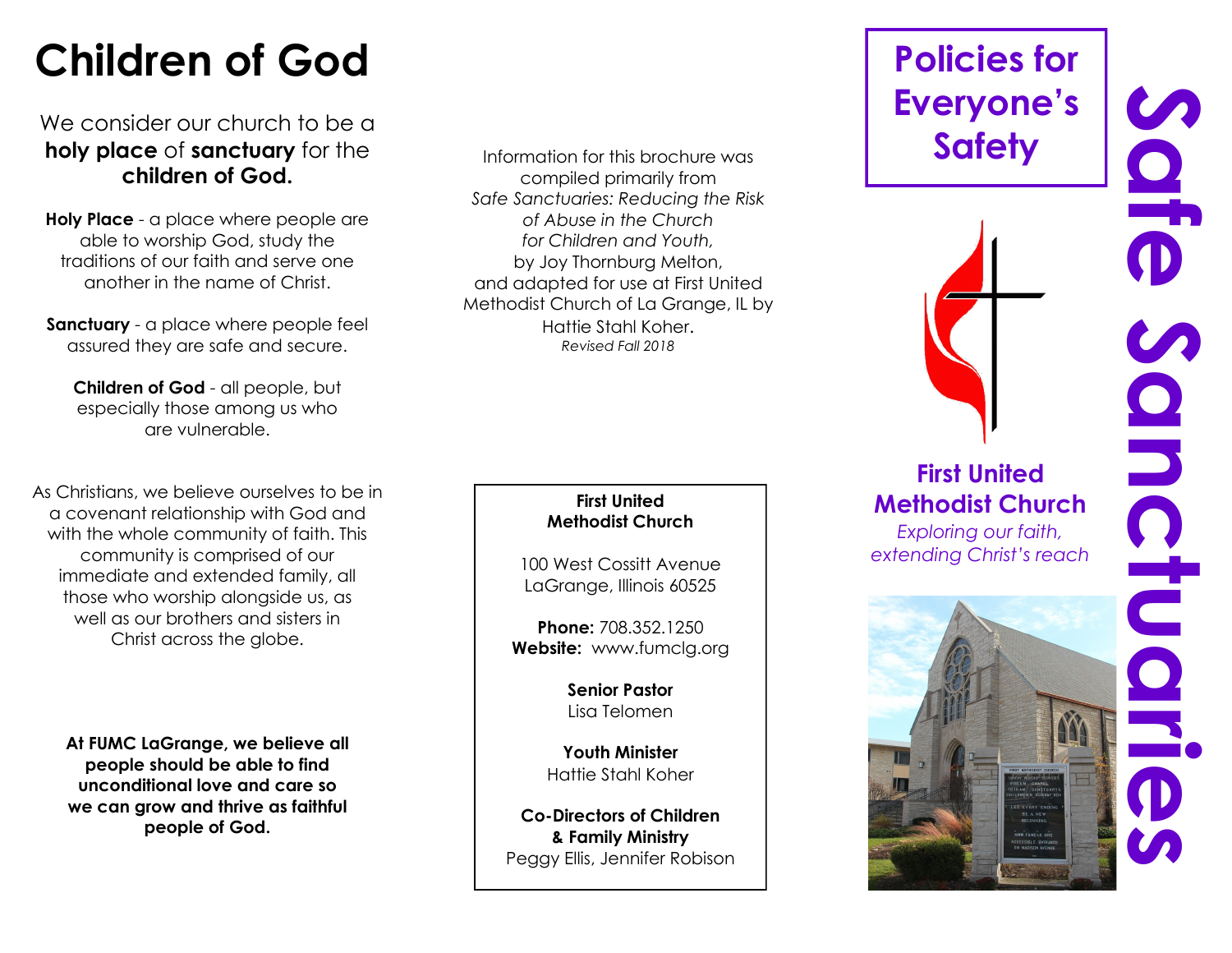# Children of God

We consider our church to be a **holy place** of **sanctuary** for the **children of God.**

**Holy Place** - a place where people are able to worship God, study the traditions of our faith and serve one another in the name of Christ.

**Sanctuary** - a place where people feel assured they are safe and secure.

**Children of God** - all people, but especially those among us who are vulnerable.

As Christians, we believe ourselves to be in a covenant relationship with God and with the whole community of faith. This community is comprised of our immediate and extended family, all those who worship alongside us, as well as our brothers and sisters in Christ across the globe.

**At FUMC LaGrange, we believe all people should be able to find unconditional love and care so we can grow and thrive as faithful people of God.**

Information for this brochure was compiled primarily from *Safe Sanctuaries: Reducing the Risk of Abuse in the Church for Children and Youth,* by Joy Thornburg Melton, and adapted for use at First United Methodist Church of La Grange, IL by Hattie Stahl Koher.
*Revised Fall 2018*

**First United Methodist Church**

100 West Cossitt Avenue
LaGrange, Illinois 60525

**Phone:** 708.352.1250
**Website:** www.fumclg.org

**Senior Pastor**
Lisa Telomen

**Youth Minister**
Hattie Stahl Koher

**Co-Directors of Children & Family Ministry**
Peggy Ellis, Jennifer Robison

# Safe Sanctuaries

## Policies for Everyone's Safety

**First United Methodist Church**
*Exploring our faith, extending Christ's reach*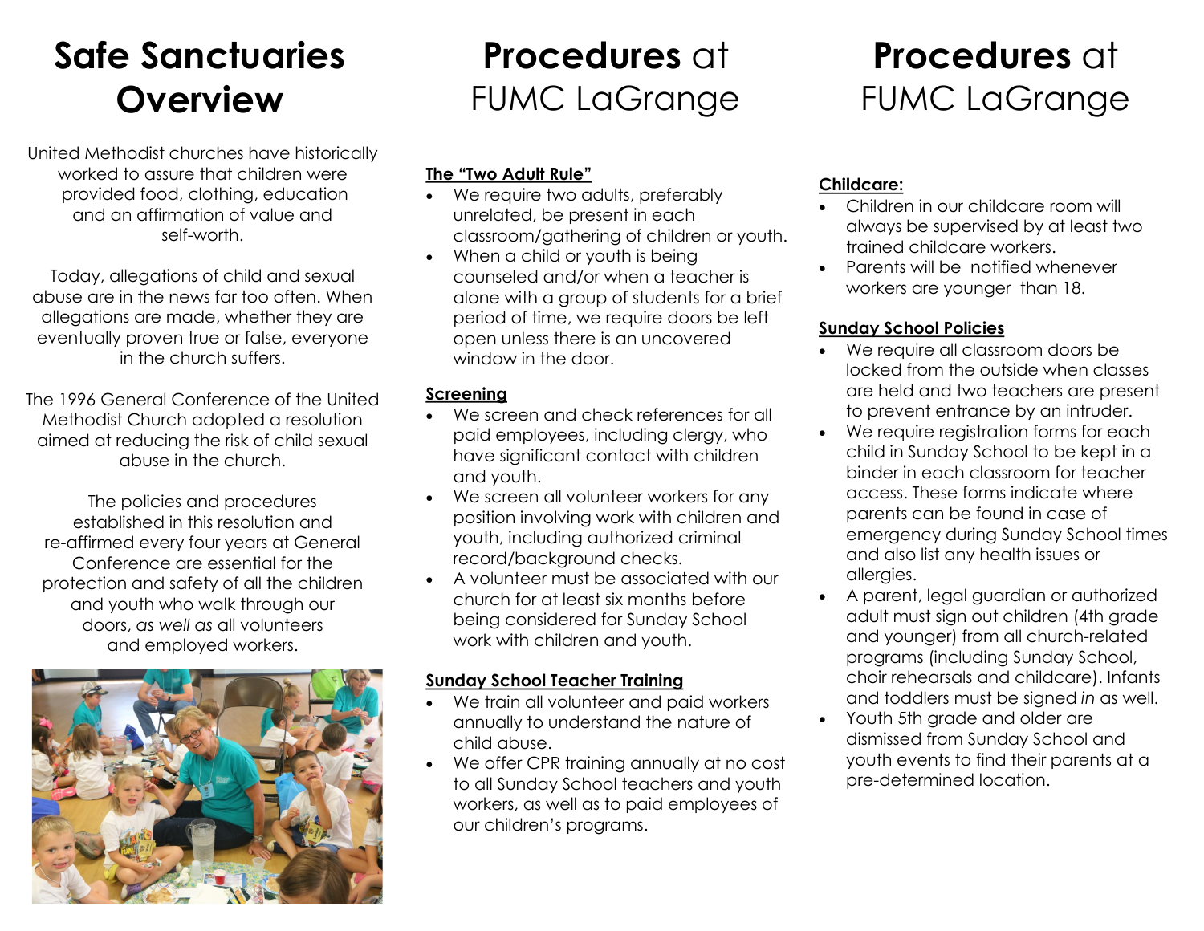# **Safe Sanctuaries Overview**

United Methodist churches have historically worked to assure that children were provided food, clothing, education and an affirmation of value and self-worth.

Today, allegations of child and sexual abuse are in the news far too often. When allegations are made, whether they are eventually proven true or false, everyone in the church suffers.

The 1996 General Conference of the United Methodist Church adopted a resolution aimed at reducing the risk of child sexual abuse in the church.

The policies and procedures established in this resolution and re-affirmed every four years at General Conference are essential for the protection and safety of all the children and youth who walk through our doors, *as well as* all volunteers and employed workers.

# **Procedures** at FUMC LaGrange

**The "Two Adult Rule"**

- We require two adults, preferably unrelated, be present in each classroom/gathering of children or youth.
- When a child or youth is being counseled and/or when a teacher is alone with a group of students for a brief period of time, we require doors be left open unless there is an uncovered window in the door.

**Screening**

- We screen and check references for all paid employees, including clergy, who have significant contact with children and youth.
- We screen all volunteer workers for any position involving work with children and youth, including authorized criminal record/background checks.
- A volunteer must be associated with our church for at least six months before being considered for Sunday School work with children and youth.

**Sunday School Teacher Training**

- We train all volunteer and paid workers annually to understand the nature of child abuse.
- We offer CPR training annually at no cost to all Sunday School teachers and youth workers, as well as to paid employees of our children's programs.

# **Procedures** at FUMC LaGrange

**Childcare:**

- Children in our childcare room will always be supervised by at least two trained childcare workers.
- Parents will be notified whenever workers are younger than 18.

**Sunday School Policies**

- We require all classroom doors be locked from the outside when classes are held and two teachers are present to prevent entrance by an intruder.
- We require registration forms for each child in Sunday School to be kept in a binder in each classroom for teacher access. These forms indicate where parents can be found in case of emergency during Sunday School times and also list any health issues or allergies.
- A parent, legal guardian or authorized adult must sign out children (4th grade and younger) from all church-related programs (including Sunday School, choir rehearsals and childcare). Infants and toddlers must be signed *in* as well.
- Youth 5th grade and older are dismissed from Sunday School and youth events to find their parents at a pre-determined location.